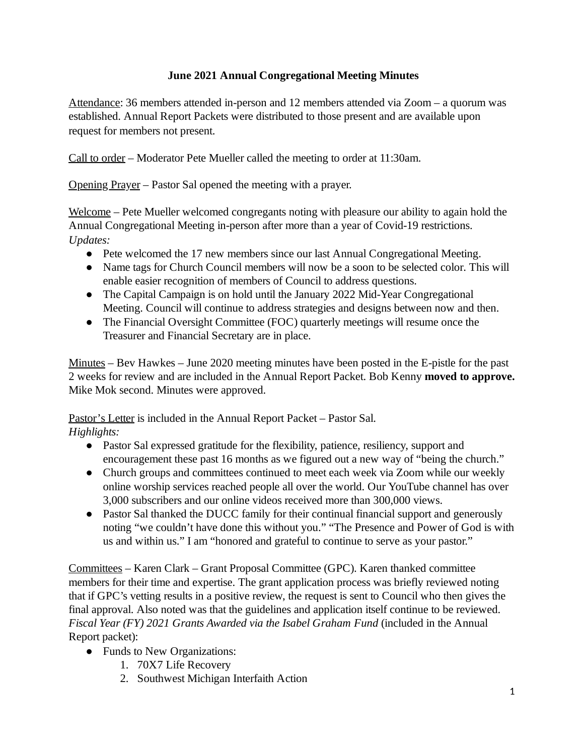# June 2021 Annual Congregational Meeting Minutes

Attendance: 36 members attended in-person and 12 members attended via Zoom – a quorum was established. Annual Report Packets were distributed to those present and are available upon request for members not present.

Call to order – Moderator Pete Mueller called the meeting to order at 11:30am.

Opening Prayer – Pastor Sal opened the meeting with a prayer.

Welcome – Pete Mueller welcomed congregants noting with pleasure our ability to again hold the Annual Congregational Meeting in-person after more than a year of Covid-19 restrictions.

*Updates:*

- Pete welcomed the 17 new members since our last Annual Congregational Meeting.
- Name tags for Church Council members will now be a soon to be selected color. This will enable easier recognition of members of Council to address questions.
- The Capital Campaign is on hold until the January 2022 Mid-Year Congregational Meeting. Council will continue to address strategies and designs between now and then.
- The Financial Oversight Committee (FOC) quarterly meetings will resume once the Treasurer and Financial Secretary are in place.

Minutes – Bev Hawkes – June 2020 meeting minutes have been posted in the E-pistle for the past 2 weeks for review and are included in the Annual Report Packet. Bob Kenny **moved to approve.** Mike Mok second. Minutes were approved.

Pastor's Letter is included in the Annual Report Packet – Pastor Sal.

*Highlights:*

- Pastor Sal expressed gratitude for the flexibility, patience, resiliency, support and encouragement these past 16 months as we figured out a new way of "being the church."
- Church groups and committees continued to meet each week via Zoom while our weekly online worship services reached people all over the world. Our YouTube channel has over 3,000 subscribers and our online videos received more than 300,000 views.
- Pastor Sal thanked the DUCC family for their continual financial support and generously noting "we couldn't have done this without you." "The Presence and Power of God is with us and within us." I am "honored and grateful to continue to serve as your pastor."

Committees – Karen Clark – Grant Proposal Committee (GPC). Karen thanked committee members for their time and expertise. The grant application process was briefly reviewed noting that if GPC's vetting results in a positive review, the request is sent to Council who then gives the final approval. Also noted was that the guidelines and application itself continue to be reviewed.

*Fiscal Year (FY) 2021 Grants Awarded via the Isabel Graham Fund* (included in the Annual Report packet):

- Funds to New Organizations:
  1. 70X7 Life Recovery
  2. Southwest Michigan Interfaith Action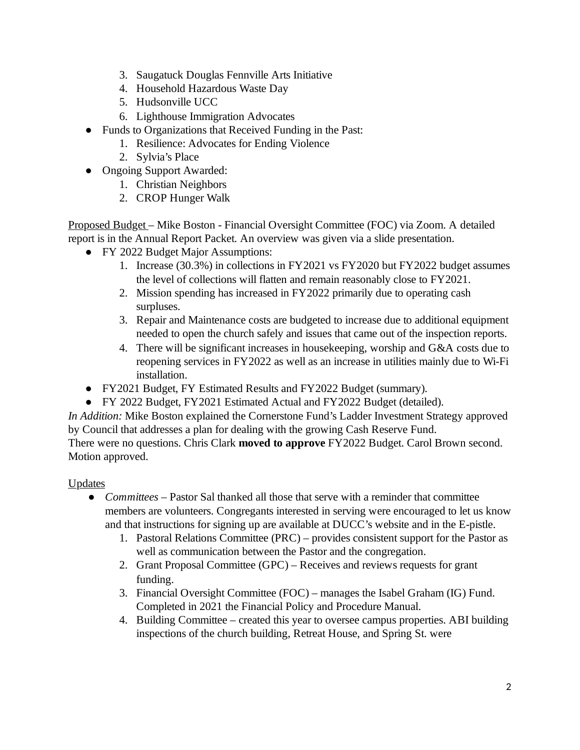3. Saugatuck Douglas Fennville Arts Initiative
4. Household Hazardous Waste Day
5. Hudsonville UCC
6. Lighthouse Immigration Advocates

- Funds to Organizations that Received Funding in the Past:
    1. Resilience: Advocates for Ending Violence
    2. Sylvia's Place
- Ongoing Support Awarded:
    1. Christian Neighbors
    2. CROP Hunger Walk

<u>Proposed Budget</u> – Mike Boston - Financial Oversight Committee (FOC) via Zoom. A detailed report is in the Annual Report Packet. An overview was given via a slide presentation.

- FY 2022 Budget Major Assumptions:
    1. Increase (30.3%) in collections in FY2021 vs FY2020 but FY2022 budget assumes the level of collections will flatten and remain reasonably close to FY2021.
    2. Mission spending has increased in FY2022 primarily due to operating cash surpluses.
    3. Repair and Maintenance costs are budgeted to increase due to additional equipment needed to open the church safely and issues that came out of the inspection reports.
    4. There will be significant increases in housekeeping, worship and G&A costs due to reopening services in FY2022 as well as an increase in utilities mainly due to Wi-Fi installation.
- FY2021 Budget, FY Estimated Results and FY2022 Budget (summary).
- FY 2022 Budget, FY2021 Estimated Actual and FY2022 Budget (detailed).

*In Addition:* Mike Boston explained the Cornerstone Fund's Ladder Investment Strategy approved by Council that addresses a plan for dealing with the growing Cash Reserve Fund.
There were no questions. Chris Clark **moved to approve** FY2022 Budget. Carol Brown second. Motion approved.

<u>Updates</u>

- *Committees* – Pastor Sal thanked all those that serve with a reminder that committee members are volunteers. Congregants interested in serving were encouraged to let us know and that instructions for signing up are available at DUCC's website and in the E-pistle.
    1. Pastoral Relations Committee (PRC) – provides consistent support for the Pastor as well as communication between the Pastor and the congregation.
    2. Grant Proposal Committee (GPC) – Receives and reviews requests for grant funding.
    3. Financial Oversight Committee (FOC) – manages the Isabel Graham (IG) Fund. Completed in 2021 the Financial Policy and Procedure Manual.
    4. Building Committee – created this year to oversee campus properties. ABI building inspections of the church building, Retreat House, and Spring St. were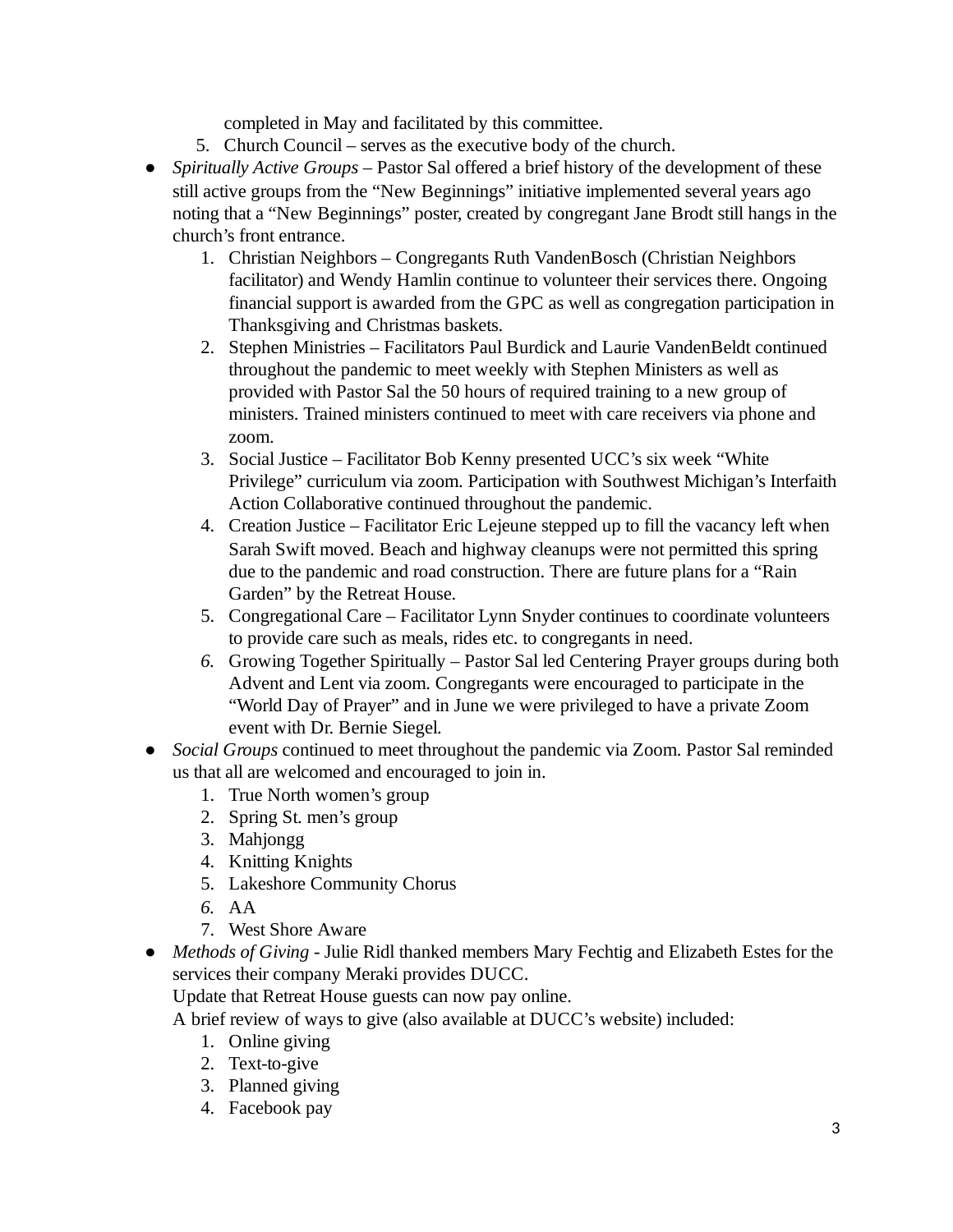completed in May and facilitated by this committee.

5. Church Council – serves as the executive body of the church.

- *Spiritually Active Groups* – Pastor Sal offered a brief history of the development of these still active groups from the "New Beginnings" initiative implemented several years ago noting that a "New Beginnings" poster, created by congregant Jane Brodt still hangs in the church's front entrance.
    1. Christian Neighbors – Congregants Ruth VandenBosch (Christian Neighbors facilitator) and Wendy Hamlin continue to volunteer their services there. Ongoing financial support is awarded from the GPC as well as congregation participation in Thanksgiving and Christmas baskets.
    2. Stephen Ministries – Facilitators Paul Burdick and Laurie VandenBeldt continued throughout the pandemic to meet weekly with Stephen Ministers as well as provided with Pastor Sal the 50 hours of required training to a new group of ministers. Trained ministers continued to meet with care receivers via phone and zoom.
    3. Social Justice – Facilitator Bob Kenny presented UCC's six week "White Privilege" curriculum via zoom. Participation with Southwest Michigan's Interfaith Action Collaborative continued throughout the pandemic.
    4. Creation Justice – Facilitator Eric Lejeune stepped up to fill the vacancy left when Sarah Swift moved. Beach and highway cleanups were not permitted this spring due to the pandemic and road construction. There are future plans for a "Rain Garden" by the Retreat House.
    5. Congregational Care – Facilitator Lynn Snyder continues to coordinate volunteers to provide care such as meals, rides etc. to congregants in need.
    6. Growing Together Spiritually – Pastor Sal led Centering Prayer groups during both Advent and Lent via zoom. Congregants were encouraged to participate in the "World Day of Prayer" and in June we were privileged to have a private Zoom event with Dr. Bernie Siegel.
- *Social Groups* continued to meet throughout the pandemic via Zoom. Pastor Sal reminded us that all are welcomed and encouraged to join in.
    1. True North women's group
    2. Spring St. men's group
    3. Mahjongg
    4. Knitting Knights
    5. Lakeshore Community Chorus
    6. AA
    7. West Shore Aware
- *Methods of Giving* - Julie Ridl thanked members Mary Fechtig and Elizabeth Estes for the services their company Meraki provides DUCC.
  Update that Retreat House guests can now pay online.
  A brief review of ways to give (also available at DUCC's website) included:
    1. Online giving
    2. Text-to-give
    3. Planned giving
    4. Facebook pay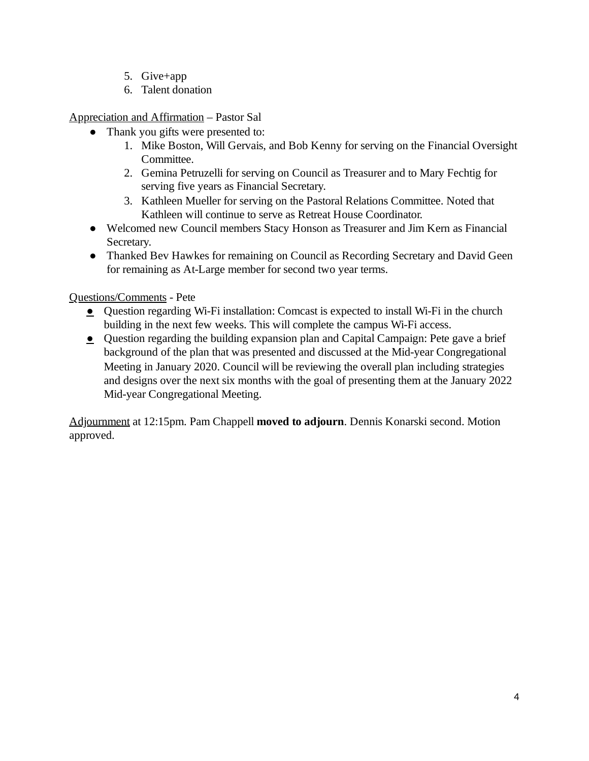5. Give+app
6. Talent donation

Appreciation and Affirmation – Pastor Sal

- Thank you gifts were presented to:
  1. Mike Boston, Will Gervais, and Bob Kenny for serving on the Financial Oversight Committee.
  2. Gemina Petruzelli for serving on Council as Treasurer and to Mary Fechtig for serving five years as Financial Secretary.
  3. Kathleen Mueller for serving on the Pastoral Relations Committee. Noted that Kathleen will continue to serve as Retreat House Coordinator.
- Welcomed new Council members Stacy Honson as Treasurer and Jim Kern as Financial Secretary.
- Thanked Bev Hawkes for remaining on Council as Recording Secretary and David Geen for remaining as At-Large member for second two year terms.

Questions/Comments - Pete

- Question regarding Wi-Fi installation: Comcast is expected to install Wi-Fi in the church building in the next few weeks. This will complete the campus Wi-Fi access.
- Question regarding the building expansion plan and Capital Campaign: Pete gave a brief background of the plan that was presented and discussed at the Mid-year Congregational Meeting in January 2020. Council will be reviewing the overall plan including strategies and designs over the next six months with the goal of presenting them at the January 2022 Mid-year Congregational Meeting.

Adjournment at 12:15pm. Pam Chappell **moved to adjourn**. Dennis Konarski second. Motion approved.